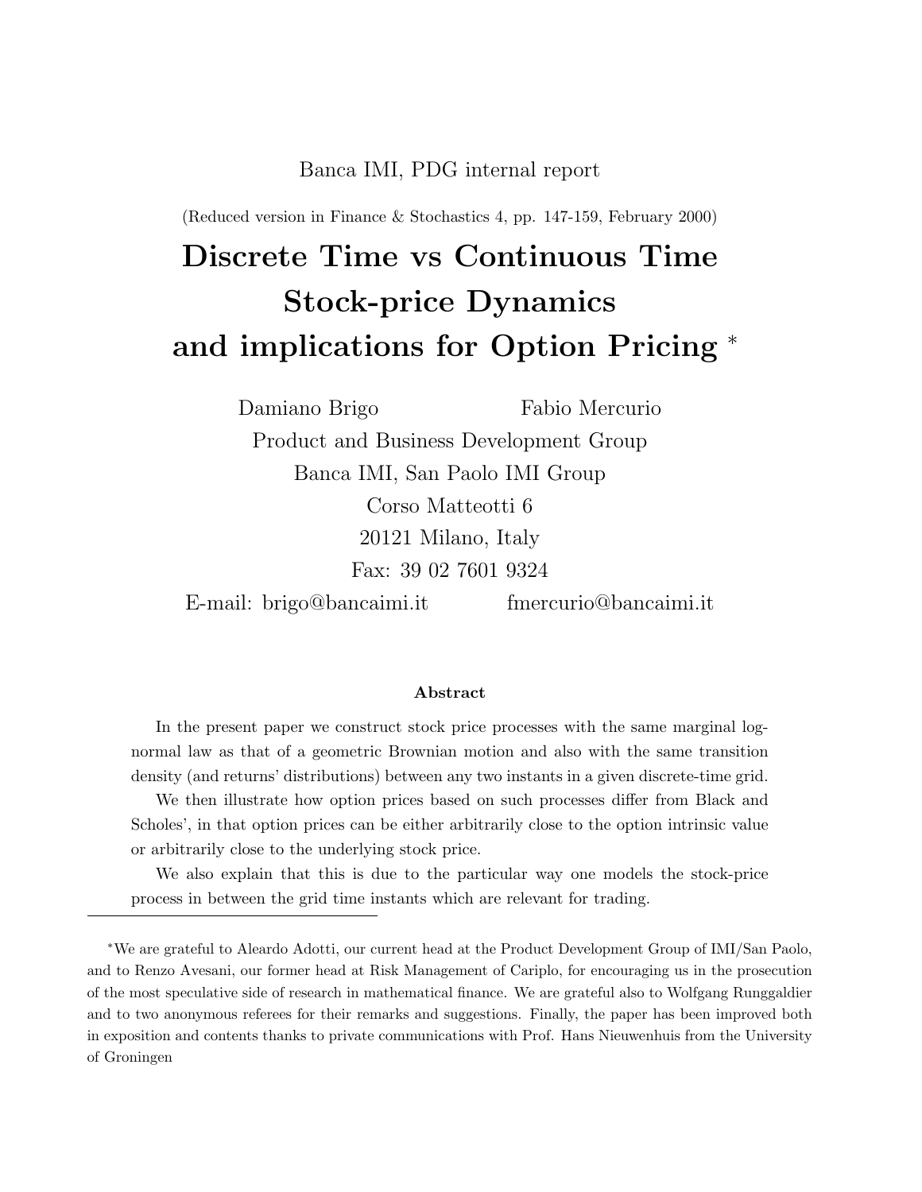Banca IMI, PDG internal report

(Reduced version in Finance & Stochastics 4, pp. 147-159, February 2000)

# Discrete Time vs Continuous Time Stock-price Dynamics and implications for Option Pricing *

Damiano Brigo  Fabio Mercurio

Product and Business Development Group

Banca IMI, San Paolo IMI Group

Corso Matteotti 6

20121 Milano, Italy

Fax: 39 02 7601 9324

E-mail: brigo@bancaimi.it  fmercurio@bancaimi.it

### Abstract

In the present paper we construct stock price processes with the same marginal log-normal law as that of a geometric Brownian motion and also with the same transition density (and returns' distributions) between any two instants in a given discrete-time grid.

We then illustrate how option prices based on such processes differ from Black and Scholes', in that option prices can be either arbitrarily close to the option intrinsic value or arbitrarily close to the underlying stock price.

We also explain that this is due to the particular way one models the stock-price process in between the grid time instants which are relevant for trading.

---

*We are grateful to Aleardo Adotti, our current head at the Product Development Group of IMI/San Paolo, and to Renzo Avesani, our former head at Risk Management of Cariplo, for encouraging us in the prosecution of the most speculative side of research in mathematical finance. We are grateful also to Wolfgang Runggaldier and to two anonymous referees for their remarks and suggestions. Finally, the paper has been improved both in exposition and contents thanks to private communications with Prof. Hans Nieuwenhuis from the University of Groningen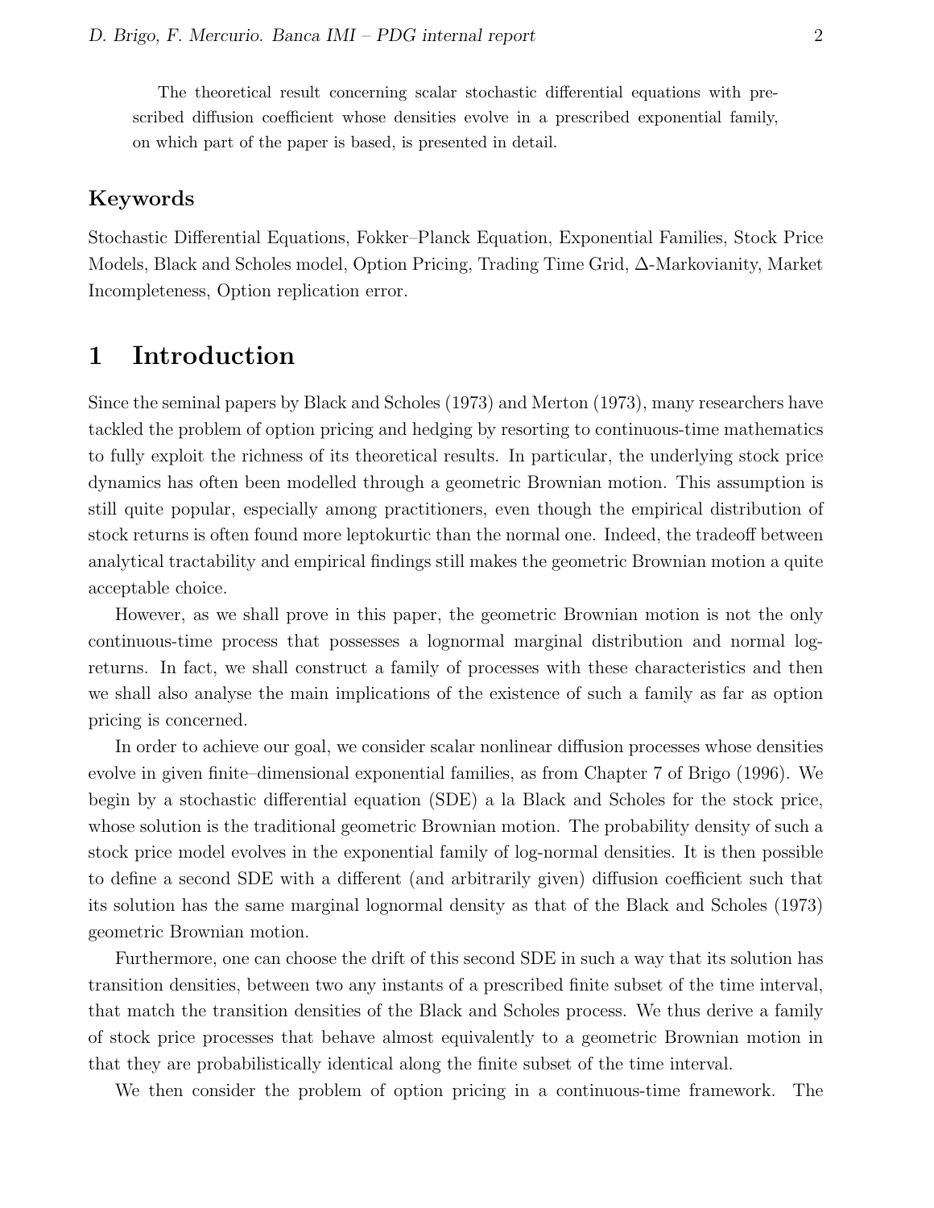The theoretical result concerning scalar stochastic differential equations with prescribed diffusion coefficient whose densities evolve in a prescribed exponential family, on which part of the paper is based, is presented in detail.

### Keywords

Stochastic Differential Equations, Fokker–Planck Equation, Exponential Families, Stock Price Models, Black and Scholes model, Option Pricing, Trading Time Grid, $\Delta$-Markovianity, Market Incompleteness, Option replication error.

# 1 Introduction

Since the seminal papers by Black and Scholes (1973) and Merton (1973), many researchers have tackled the problem of option pricing and hedging by resorting to continuous-time mathematics to fully exploit the richness of its theoretical results. In particular, the underlying stock price dynamics has often been modelled through a geometric Brownian motion. This assumption is still quite popular, especially among practitioners, even though the empirical distribution of stock returns is often found more leptokurtic than the normal one. Indeed, the tradeoff between analytical tractability and empirical findings still makes the geometric Brownian motion a quite acceptable choice.

However, as we shall prove in this paper, the geometric Brownian motion is not the only continuous-time process that possesses a lognormal marginal distribution and normal log-returns. In fact, we shall construct a family of processes with these characteristics and then we shall also analyse the main implications of the existence of such a family as far as option pricing is concerned.

In order to achieve our goal, we consider scalar nonlinear diffusion processes whose densities evolve in given finite–dimensional exponential families, as from Chapter 7 of Brigo (1996). We begin by a stochastic differential equation (SDE) a la Black and Scholes for the stock price, whose solution is the traditional geometric Brownian motion. The probability density of such a stock price model evolves in the exponential family of log-normal densities. It is then possible to define a second SDE with a different (and arbitrarily given) diffusion coefficient such that its solution has the same marginal lognormal density as that of the Black and Scholes (1973) geometric Brownian motion.

Furthermore, one can choose the drift of this second SDE in such a way that its solution has transition densities, between two any instants of a prescribed finite subset of the time interval, that match the transition densities of the Black and Scholes process. We thus derive a family of stock price processes that behave almost equivalently to a geometric Brownian motion in that they are probabilistically identical along the finite subset of the time interval.

We then consider the problem of option pricing in a continuous-time framework. The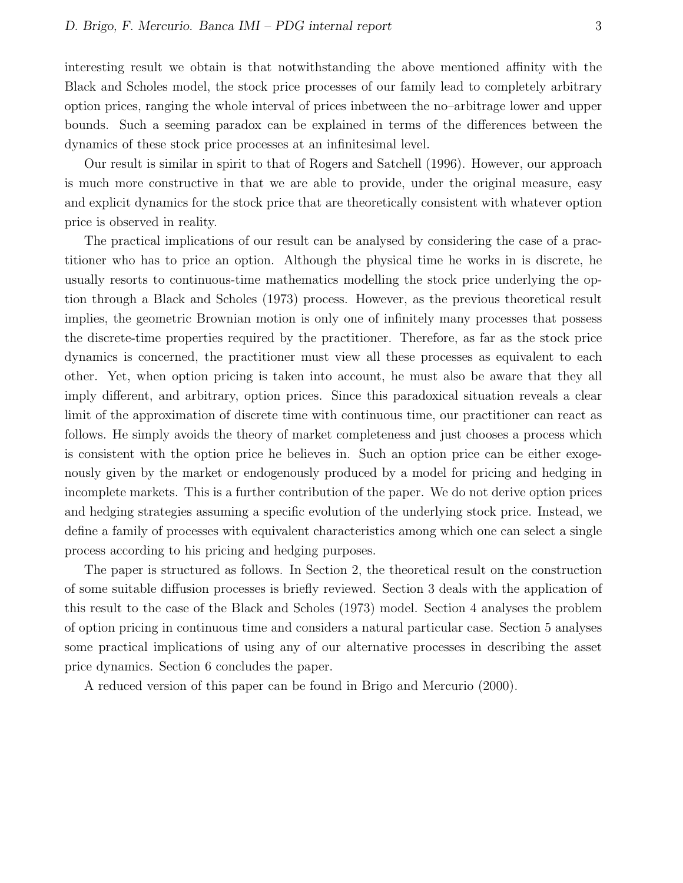interesting result we obtain is that notwithstanding the above mentioned affinity with the Black and Scholes model, the stock price processes of our family lead to completely arbitrary option prices, ranging the whole interval of prices inbetween the no–arbitrage lower and upper bounds. Such a seeming paradox can be explained in terms of the differences between the dynamics of these stock price processes at an infinitesimal level.

Our result is similar in spirit to that of Rogers and Satchell (1996). However, our approach is much more constructive in that we are able to provide, under the original measure, easy and explicit dynamics for the stock price that are theoretically consistent with whatever option price is observed in reality.

The practical implications of our result can be analysed by considering the case of a practitioner who has to price an option. Although the physical time he works in is discrete, he usually resorts to continuous-time mathematics modelling the stock price underlying the option through a Black and Scholes (1973) process. However, as the previous theoretical result implies, the geometric Brownian motion is only one of infinitely many processes that possess the discrete-time properties required by the practitioner. Therefore, as far as the stock price dynamics is concerned, the practitioner must view all these processes as equivalent to each other. Yet, when option pricing is taken into account, he must also be aware that they all imply different, and arbitrary, option prices. Since this paradoxical situation reveals a clear limit of the approximation of discrete time with continuous time, our practitioner can react as follows. He simply avoids the theory of market completeness and just chooses a process which is consistent with the option price he believes in. Such an option price can be either exogenously given by the market or endogenously produced by a model for pricing and hedging in incomplete markets. This is a further contribution of the paper. We do not derive option prices and hedging strategies assuming a specific evolution of the underlying stock price. Instead, we define a family of processes with equivalent characteristics among which one can select a single process according to his pricing and hedging purposes.

The paper is structured as follows. In Section 2, the theoretical result on the construction of some suitable diffusion processes is briefly reviewed. Section 3 deals with the application of this result to the case of the Black and Scholes (1973) model. Section 4 analyses the problem of option pricing in continuous time and considers a natural particular case. Section 5 analyses some practical implications of using any of our alternative processes in describing the asset price dynamics. Section 6 concludes the paper.

A reduced version of this paper can be found in Brigo and Mercurio (2000).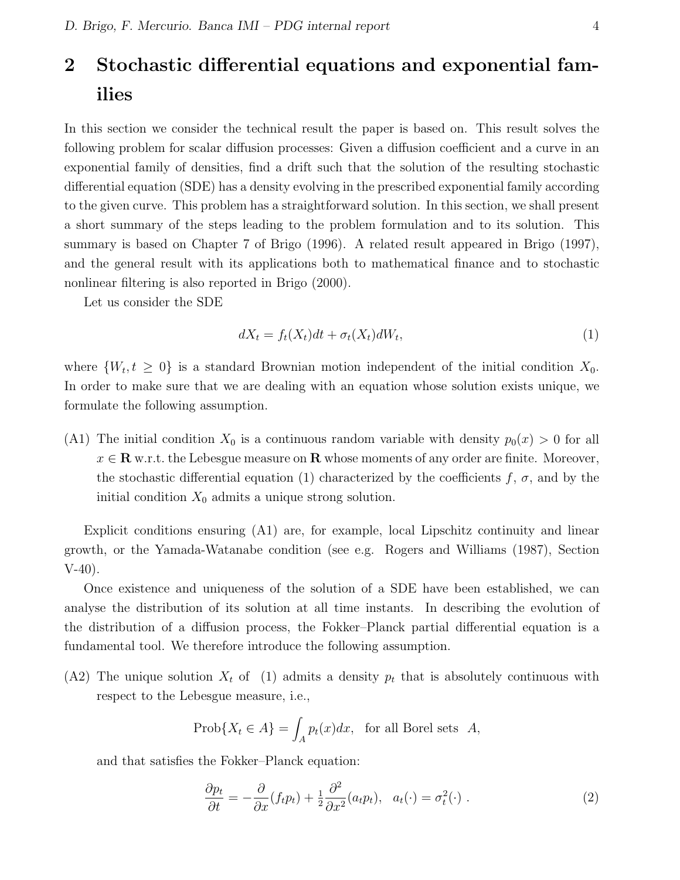## 2 Stochastic differential equations and exponential families

In this section we consider the technical result the paper is based on. This result solves the following problem for scalar diffusion processes: Given a diffusion coefficient and a curve in an exponential family of densities, find a drift such that the solution of the resulting stochastic differential equation (SDE) has a density evolving in the prescribed exponential family according to the given curve. This problem has a straightforward solution. In this section, we shall present a short summary of the steps leading to the problem formulation and to its solution. This summary is based on Chapter 7 of Brigo (1996). A related result appeared in Brigo (1997), and the general result with its applications both to mathematical finance and to stochastic nonlinear filtering is also reported in Brigo (2000).

Let us consider the SDE

$$dX_t = f_t(X_t)dt + \sigma_t(X_t)dW_t, \tag{1}$$

where $\{W_t, t \geq 0\}$ is a standard Brownian motion independent of the initial condition $X_0$. In order to make sure that we are dealing with an equation whose solution exists unique, we formulate the following assumption.

(A1) The initial condition $X_0$ is a continuous random variable with density $p_0(x) > 0$ for all $x \in \mathbf{R}$ w.r.t. the Lebesgue measure on $\mathbf{R}$ whose moments of any order are finite. Moreover, the stochastic differential equation (1) characterized by the coefficients $f$, $\sigma$, and by the initial condition $X_0$ admits a unique strong solution.

Explicit conditions ensuring (A1) are, for example, local Lipschitz continuity and linear growth, or the Yamada-Watanabe condition (see e.g. Rogers and Williams (1987), Section V-40).

Once existence and uniqueness of the solution of a SDE have been established, we can analyse the distribution of its solution at all time instants. In describing the evolution of the distribution of a diffusion process, the Fokker–Planck partial differential equation is a fundamental tool. We therefore introduce the following assumption.

(A2) The unique solution $X_t$ of (1) admits a density $p_t$ that is absolutely continuous with respect to the Lebesgue measure, i.e.,

$$\text{Prob}\{X_t \in A\} = \int_A p_t(x)dx, \quad \text{for all Borel sets} \quad A,$$

and that satisfies the Fokker–Planck equation:

$$\frac{\partial p_t}{\partial t} = -\frac{\partial}{\partial x}(f_t p_t) + \tfrac{1}{2}\frac{\partial^2}{\partial x^2}(a_t p_t), \quad a_t(\cdot) = \sigma_t^2(\cdot) \ . \tag{2}$$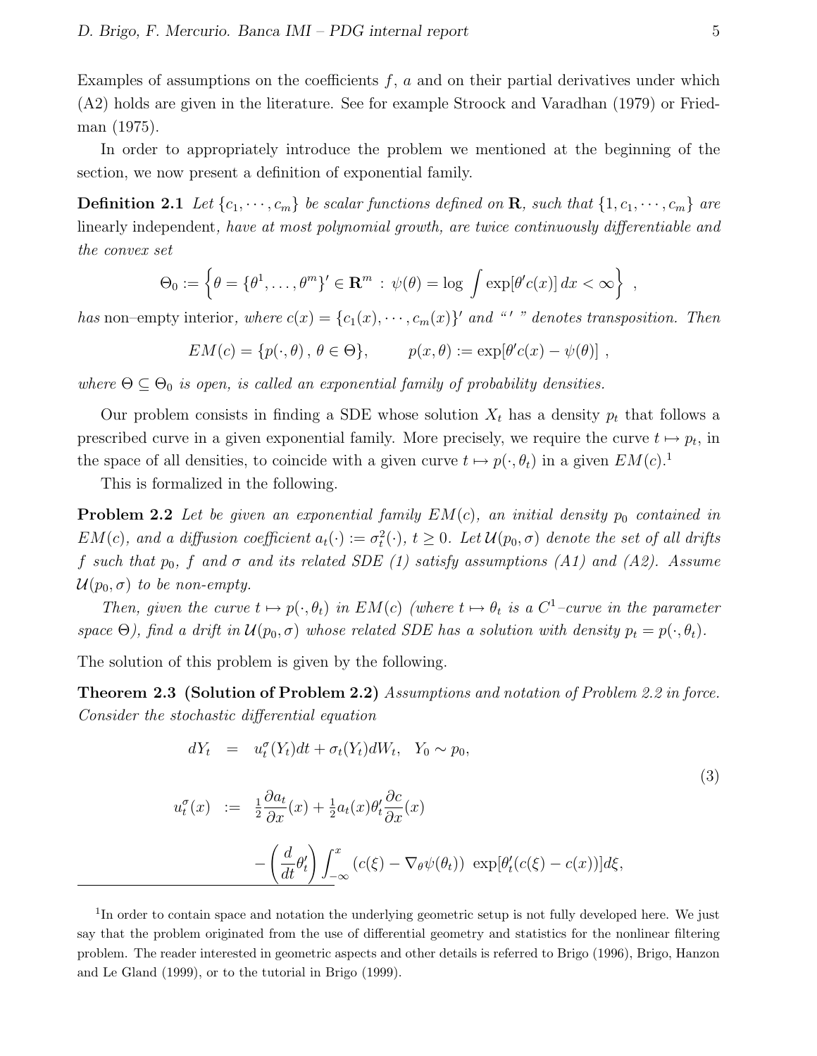Examples of assumptions on the coefficients $f$, $a$ and on their partial derivatives under which (A2) holds are given in the literature. See for example Stroock and Varadhan (1979) or Friedman (1975).

In order to appropriately introduce the problem we mentioned at the beginning of the section, we now present a definition of exponential family.

**Definition 2.1** *Let $\{c_1, \cdots, c_m\}$ be scalar functions defined on* $\mathbf{R}$*, such that $\{1, c_1, \cdots, c_m\}$ are* linearly independent*, have at most polynomial growth, are twice continuously differentiable and the convex set*

$$\Theta_0 := \left\{ \theta = \{\theta^1, \ldots, \theta^m\}' \in \mathbf{R}^m \; : \; \psi(\theta) = \log \int \exp[\theta' c(x)]\, dx < \infty \right\} \;,$$

*has* non–empty interior*, where $c(x) = \{c_1(x), \cdots, c_m(x)\}'$ and "$\,'\,$" denotes transposition. Then*

$$EM(c) = \{p(\cdot, \theta)\,,\, \theta \in \Theta\}, \qquad p(x, \theta) := \exp[\theta' c(x) - \psi(\theta)] \;,$$

*where $\Theta \subseteq \Theta_0$ is open, is called an exponential family of probability densities.*

Our problem consists in finding a SDE whose solution $X_t$ has a density $p_t$ that follows a prescribed curve in a given exponential family. More precisely, we require the curve $t \mapsto p_t$, in the space of all densities, to coincide with a given curve $t \mapsto p(\cdot, \theta_t)$ in a given $EM(c)$.[1]

This is formalized in the following.

**Problem 2.2** *Let be given an exponential family $EM(c)$, an initial density $p_0$ contained in $EM(c)$, and a diffusion coefficient $a_t(\cdot) := \sigma_t^2(\cdot)$, $t \geq 0$. Let $\mathcal{U}(p_0, \sigma)$ denote the set of all drifts $f$ such that $p_0$, $f$ and $\sigma$ and its related SDE (1) satisfy assumptions (A1) and (A2). Assume $\mathcal{U}(p_0, \sigma)$ to be non-empty.*

*Then, given the curve $t \mapsto p(\cdot, \theta_t)$ in $EM(c)$ (where $t \mapsto \theta_t$ is a $C^1$–curve in the parameter space $\Theta$), find a drift in $\mathcal{U}(p_0, \sigma)$ whose related SDE has a solution with density $p_t = p(\cdot, \theta_t)$.*

The solution of this problem is given by the following.

**Theorem 2.3 (Solution of Problem 2.2)** *Assumptions and notation of Problem 2.2 in force. Consider the stochastic differential equation*

$$\begin{aligned}
dY_t &= u_t^\sigma(Y_t)dt + \sigma_t(Y_t)dW_t, \quad Y_0 \sim p_0, \\
u_t^\sigma(x) &:= \tfrac{1}{2}\frac{\partial a_t}{\partial x}(x) + \tfrac{1}{2} a_t(x) \theta_t' \frac{\partial c}{\partial x}(x) \\
&\quad - \left(\frac{d}{dt}\theta_t'\right) \int_{-\infty}^{x} \left(c(\xi) - \nabla_\theta \psi(\theta_t)\right)\, \exp[\theta_t'(c(\xi) - c(x))] d\xi,
\end{aligned} \tag{3}$$

[1] In order to contain space and notation the underlying geometric setup is not fully developed here. We just say that the problem originated from the use of differential geometry and statistics for the nonlinear filtering problem. The reader interested in geometric aspects and other details is referred to Brigo (1996), Brigo, Hanzon and Le Gland (1999), or to the tutorial in Brigo (1999).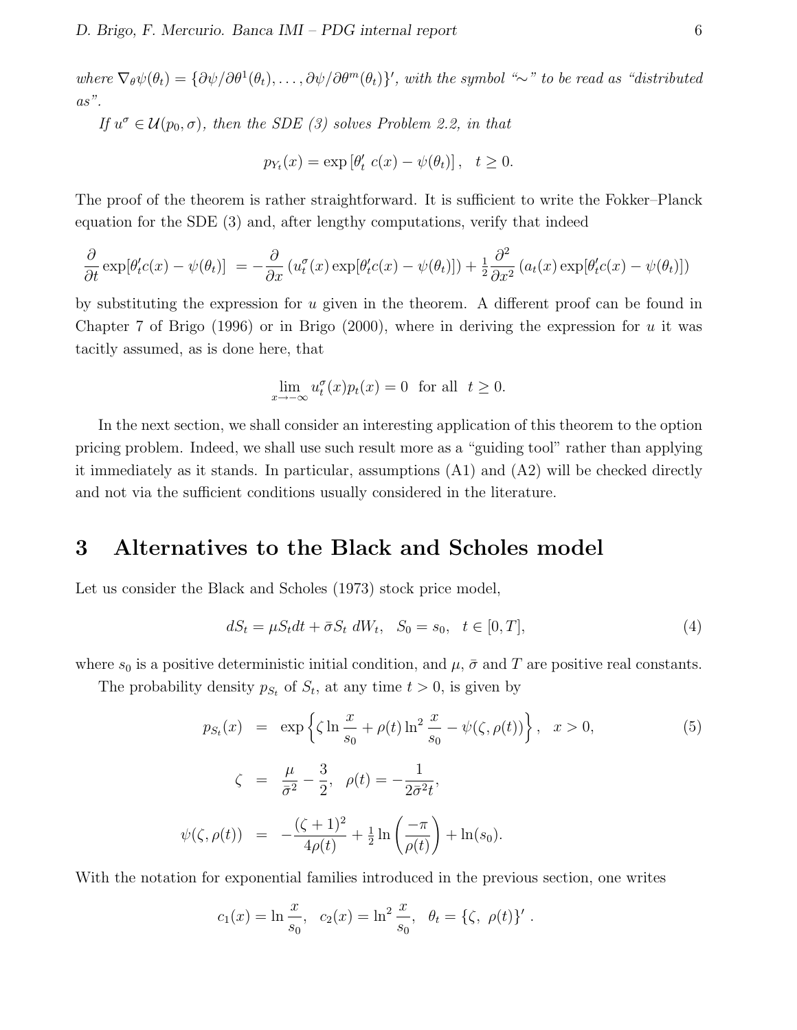*where* $\nabla_\theta \psi(\theta_t) = \{\partial\psi/\partial\theta^1(\theta_t), \ldots, \partial\psi/\partial\theta^m(\theta_t)\}'$, *with the symbol "$\sim$" to be read as "distributed as".*

*If* $u^\sigma \in \mathcal{U}(p_0, \sigma)$, *then the SDE (3) solves Problem 2.2, in that*

$$p_{Y_t}(x) = \exp\left[\theta_t' \; c(x) - \psi(\theta_t)\right], \quad t \geq 0.$$

The proof of the theorem is rather straightforward. It is sufficient to write the Fokker–Planck equation for the SDE (3) and, after lengthy computations, verify that indeed

$$\frac{\partial}{\partial t}\exp[\theta_t' c(x) - \psi(\theta_t)] \; = -\frac{\partial}{\partial x}\left(u_t^\sigma(x)\exp[\theta_t' c(x) - \psi(\theta_t)]\right) + \tfrac{1}{2}\frac{\partial^2}{\partial x^2}\left(a_t(x)\exp[\theta_t' c(x) - \psi(\theta_t)]\right)$$

by substituting the expression for $u$ given in the theorem. A different proof can be found in Chapter 7 of Brigo (1996) or in Brigo (2000), where in deriving the expression for $u$ it was tacitly assumed, as is done here, that

$$\lim_{x \to -\infty} u_t^\sigma(x) p_t(x) = 0 \;\; \text{for all} \;\; t \geq 0.$$

In the next section, we shall consider an interesting application of this theorem to the option pricing problem. Indeed, we shall use such result more as a "guiding tool" rather than applying it immediately as it stands. In particular, assumptions (A1) and (A2) will be checked directly and not via the sufficient conditions usually considered in the literature.

## 3 Alternatives to the Black and Scholes model

Let us consider the Black and Scholes (1973) stock price model,

$$dS_t = \mu S_t dt + \bar{\sigma} S_t \; dW_t, \quad S_0 = s_0, \quad t \in [0, T], \tag{4}$$

where $s_0$ is a positive deterministic initial condition, and $\mu$, $\bar{\sigma}$ and $T$ are positive real constants.

The probability density $p_{S_t}$ of $S_t$, at any time $t > 0$, is given by

$$\begin{aligned}
p_{S_t}(x) &= \exp\left\{\zeta \ln\frac{x}{s_0} + \rho(t)\ln^2\frac{x}{s_0} - \psi(\zeta, \rho(t))\right\}, \quad x > 0, \\
\zeta &= \frac{\mu}{\bar{\sigma}^2} - \frac{3}{2}, \quad \rho(t) = -\frac{1}{2\bar{\sigma}^2 t}, \\
\psi(\zeta, \rho(t)) &= -\frac{(\zeta+1)^2}{4\rho(t)} + \tfrac{1}{2}\ln\left(\frac{-\pi}{\rho(t)}\right) + \ln(s_0).
\end{aligned} \tag{5}$$

With the notation for exponential families introduced in the previous section, one writes

$$c_1(x) = \ln\frac{x}{s_0}, \quad c_2(x) = \ln^2\frac{x}{s_0}, \quad \theta_t = \{\zeta, \; \rho(t)\}' \; .$$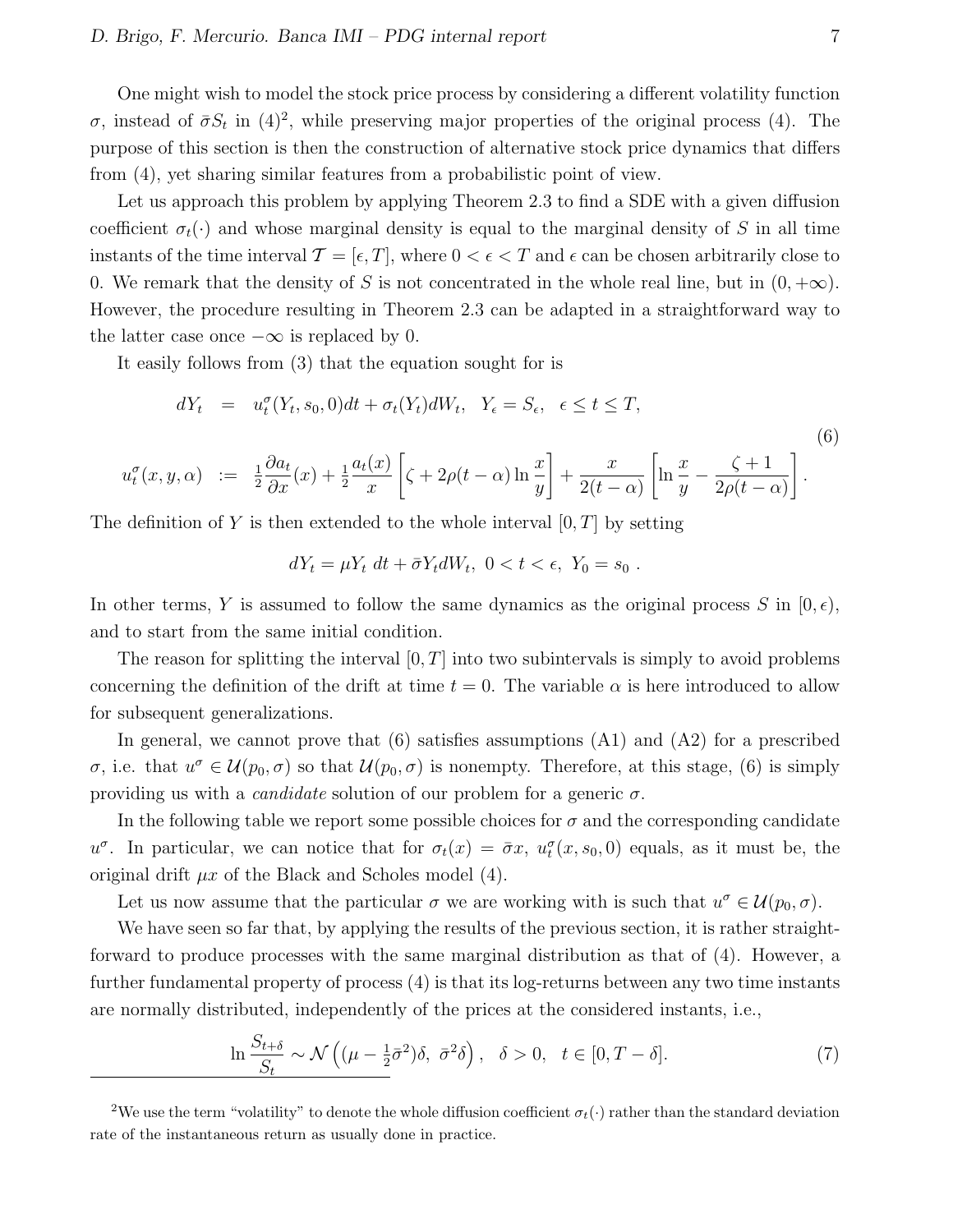One might wish to model the stock price process by considering a different volatility function $\sigma$, instead of $\bar{\sigma} S_t$ in (4)[2], while preserving major properties of the original process (4). The purpose of this section is then the construction of alternative stock price dynamics that differs from (4), yet sharing similar features from a probabilistic point of view.

Let us approach this problem by applying Theorem 2.3 to find a SDE with a given diffusion coefficient $\sigma_t(\cdot)$ and whose marginal density is equal to the marginal density of $S$ in all time instants of the time interval $\mathcal{T} = [\epsilon, T]$, where $0 < \epsilon < T$ and $\epsilon$ can be chosen arbitrarily close to 0. We remark that the density of $S$ is not concentrated in the whole real line, but in $(0, +\infty)$. However, the procedure resulting in Theorem 2.3 can be adapted in a straightforward way to the latter case once $-\infty$ is replaced by 0.

It easily follows from (3) that the equation sought for is

$$
\begin{aligned}
dY_t &= u_t^{\sigma}(Y_t, s_0, 0)dt + \sigma_t(Y_t)dW_t, \quad Y_\epsilon = S_\epsilon, \quad \epsilon \le t \le T, \\
u_t^{\sigma}(x, y, \alpha) &:= \tfrac{1}{2}\frac{\partial a_t}{\partial x}(x) + \tfrac{1}{2}\frac{a_t(x)}{x}\left[\zeta + 2\rho(t-\alpha)\ln\frac{x}{y}\right] + \frac{x}{2(t-\alpha)}\left[\ln\frac{x}{y} - \frac{\zeta+1}{2\rho(t-\alpha)}\right].
\end{aligned}
\tag{6}
$$

The definition of $Y$ is then extended to the whole interval $[0, T]$ by setting

$$
dY_t = \mu Y_t \, dt + \bar{\sigma} Y_t dW_t, \; 0 < t < \epsilon, \; Y_0 = s_0 \; .
$$

In other terms, $Y$ is assumed to follow the same dynamics as the original process $S$ in $[0, \epsilon)$, and to start from the same initial condition.

The reason for splitting the interval $[0, T]$ into two subintervals is simply to avoid problems concerning the definition of the drift at time $t = 0$. The variable $\alpha$ is here introduced to allow for subsequent generalizations.

In general, we cannot prove that (6) satisfies assumptions (A1) and (A2) for a prescribed $\sigma$, i.e. that $u^\sigma \in \mathcal{U}(p_0, \sigma)$ so that $\mathcal{U}(p_0, \sigma)$ is nonempty. Therefore, at this stage, (6) is simply providing us with a *candidate* solution of our problem for a generic $\sigma$.

In the following table we report some possible choices for $\sigma$ and the corresponding candidate $u^\sigma$. In particular, we can notice that for $\sigma_t(x) = \bar{\sigma} x$, $u_t^\sigma(x, s_0, 0)$ equals, as it must be, the original drift $\mu x$ of the Black and Scholes model (4).

Let us now assume that the particular $\sigma$ we are working with is such that $u^\sigma \in \mathcal{U}(p_0, \sigma)$.

We have seen so far that, by applying the results of the previous section, it is rather straightforward to produce processes with the same marginal distribution as that of (4). However, a further fundamental property of process (4) is that its log-returns between any two time instants are normally distributed, independently of the prices at the considered instants, i.e.,

$$
\ln\frac{S_{t+\delta}}{S_t} \sim \mathcal{N}\left((\mu - \tfrac{1}{2}\bar{\sigma}^2)\delta, \; \bar{\sigma}^2\delta\right), \quad \delta > 0, \quad t \in [0, T-\delta]. \tag{7}
$$

[2] We use the term "volatility" to denote the whole diffusion coefficient $\sigma_t(\cdot)$ rather than the standard deviation rate of the instantaneous return as usually done in practice.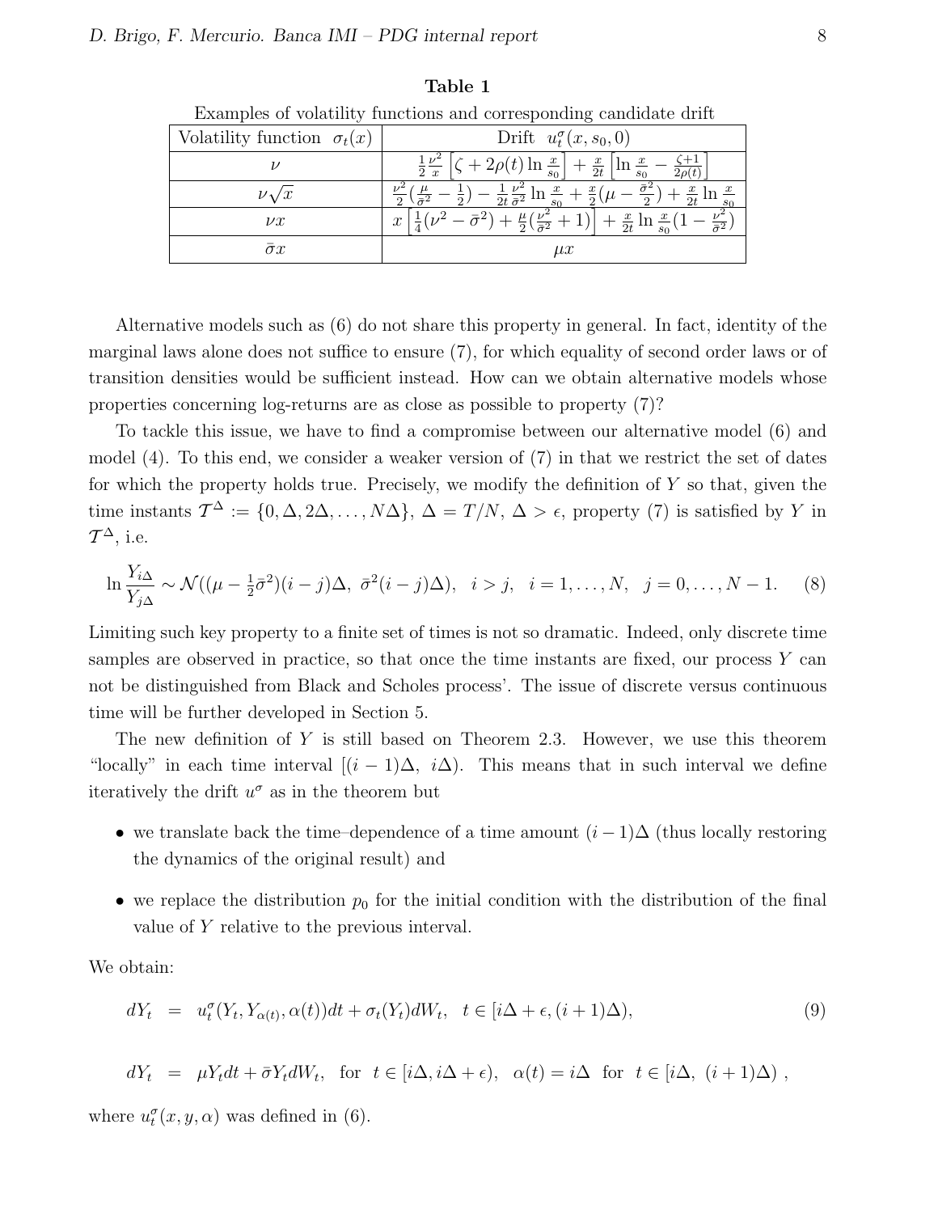**Table 1**

Examples of volatility functions and corresponding candidate drift

| Volatility function $\sigma_t(x)$ | Drift $u_t^\sigma(x, s_0, 0)$ |
|---|---|
| $\nu$ | $\frac{1}{2}\frac{\nu^2}{x}\left[\zeta + 2\rho(t)\ln\frac{x}{s_0}\right] + \frac{x}{2t}\left[\ln\frac{x}{s_0} - \frac{\zeta+1}{2\rho(t)}\right]$ |
| $\nu\sqrt{x}$ | $\frac{\nu^2}{2}(\frac{\mu}{\bar\sigma^2} - \frac{1}{2}) - \frac{1}{2t}\frac{\nu^2}{\bar\sigma^2}\ln\frac{x}{s_0} + \frac{x}{2}(\mu - \frac{\bar\sigma^2}{2}) + \frac{x}{2t}\ln\frac{x}{s_0}$ |
| $\nu x$ | $x\left[\frac{1}{4}(\nu^2 - \bar\sigma^2) + \frac{\mu}{2}(\frac{\nu^2}{\bar\sigma^2} + 1)\right] + \frac{x}{2t}\ln\frac{x}{s_0}(1 - \frac{\nu^2}{\bar\sigma^2})$ |
| $\bar\sigma x$ | $\mu x$ |

Alternative models such as (6) do not share this property in general. In fact, identity of the marginal laws alone does not suffice to ensure (7), for which equality of second order laws or of transition densities would be sufficient instead. How can we obtain alternative models whose properties concerning log-returns are as close as possible to property (7)?

To tackle this issue, we have to find a compromise between our alternative model (6) and model (4). To this end, we consider a weaker version of (7) in that we restrict the set of dates for which the property holds true. Precisely, we modify the definition of $Y$ so that, given the time instants $\mathcal{T}^\Delta := \{0, \Delta, 2\Delta, \ldots, N\Delta\}$, $\Delta = T/N$, $\Delta > \epsilon$, property (7) is satisfied by $Y$ in $\mathcal{T}^\Delta$, i.e.

$$\ln\frac{Y_{i\Delta}}{Y_{j\Delta}} \sim \mathcal{N}((\mu - \tfrac{1}{2}\bar\sigma^2)(i-j)\Delta,\ \bar\sigma^2(i-j)\Delta), \quad i > j, \quad i = 1, \ldots, N, \quad j = 0, \ldots, N-1. \tag{8}$$

Limiting such key property to a finite set of times is not so dramatic. Indeed, only discrete time samples are observed in practice, so that once the time instants are fixed, our process $Y$ can not be distinguished from Black and Scholes process'. The issue of discrete versus continuous time will be further developed in Section 5.

The new definition of $Y$ is still based on Theorem 2.3. However, we use this theorem "locally" in each time interval $[(i-1)\Delta,\ i\Delta)$. This means that in such interval we define iteratively the drift $u^\sigma$ as in the theorem but

- we translate back the time–dependence of a time amount $(i-1)\Delta$ (thus locally restoring the dynamics of the original result) and
- we replace the distribution $p_0$ for the initial condition with the distribution of the final value of $Y$ relative to the previous interval.

We obtain:

$$dY_t = u_t^\sigma(Y_t, Y_{\alpha(t)}, \alpha(t))dt + \sigma_t(Y_t)dW_t, \quad t \in [i\Delta + \epsilon, (i+1)\Delta), \tag{9}$$

$$dY_t = \mu Y_t dt + \bar\sigma Y_t dW_t, \quad \text{for} \ \ t \in [i\Delta, i\Delta + \epsilon), \quad \alpha(t) = i\Delta \ \ \text{for} \ \ t \in [i\Delta,\ (i+1)\Delta)\ ,$$

where $u_t^\sigma(x, y, \alpha)$ was defined in (6).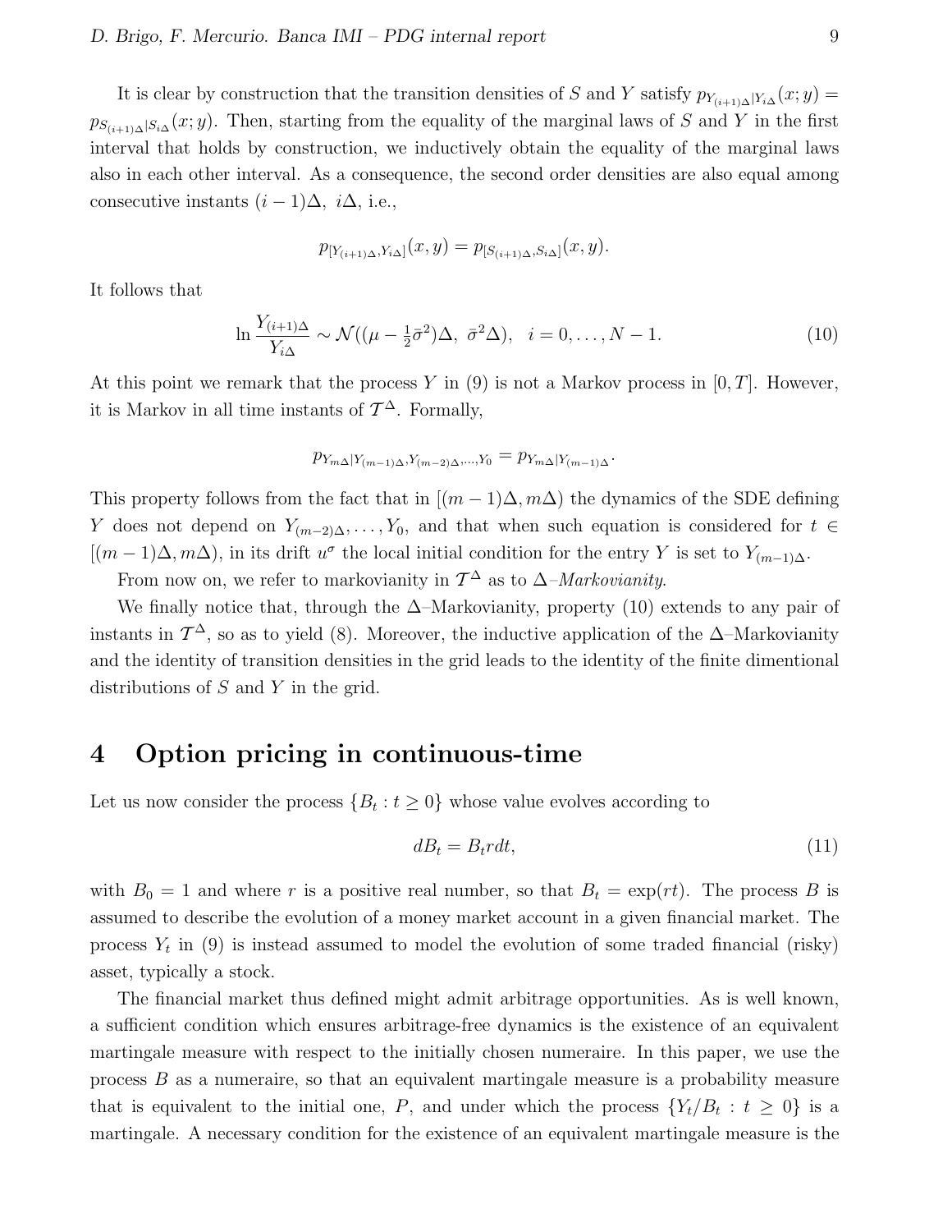It is clear by construction that the transition densities of $S$ and $Y$ satisfy $p_{Y_{(i+1)\Delta}|Y_{i\Delta}}(x;y) = p_{S_{(i+1)\Delta}|S_{i\Delta}}(x;y)$. Then, starting from the equality of the marginal laws of $S$ and $Y$ in the first interval that holds by construction, we inductively obtain the equality of the marginal laws also in each other interval. As a consequence, the second order densities are also equal among consecutive instants $(i-1)\Delta,\ i\Delta$, i.e.,

$$p_{[Y_{(i+1)\Delta},Y_{i\Delta}]}(x,y) = p_{[S_{(i+1)\Delta},S_{i\Delta}]}(x,y).$$

It follows that

$$\ln \frac{Y_{(i+1)\Delta}}{Y_{i\Delta}} \sim \mathcal{N}((\mu - \tfrac{1}{2}\bar{\sigma}^2)\Delta,\ \bar{\sigma}^2\Delta), \quad i = 0, \ldots, N-1. \tag{10}$$

At this point we remark that the process $Y$ in (9) is not a Markov process in $[0,T]$. However, it is Markov in all time instants of $\mathcal{T}^{\Delta}$. Formally,

$$p_{Y_{m\Delta}|Y_{(m-1)\Delta},Y_{(m-2)\Delta},\ldots,Y_0} = p_{Y_{m\Delta}|Y_{(m-1)\Delta}}.$$

This property follows from the fact that in $[(m-1)\Delta, m\Delta)$ the dynamics of the SDE defining $Y$ does not depend on $Y_{(m-2)\Delta}, \ldots, Y_0$, and that when such equation is considered for $t \in [(m-1)\Delta, m\Delta)$, in its drift $u^{\sigma}$ the local initial condition for the entry $Y$ is set to $Y_{(m-1)\Delta}$.

From now on, we refer to markovianity in $\mathcal{T}^{\Delta}$ as to $\Delta$–*Markovianity*.

We finally notice that, through the $\Delta$–Markovianity, property (10) extends to any pair of instants in $\mathcal{T}^{\Delta}$, so as to yield (8). Moreover, the inductive application of the $\Delta$–Markovianity and the identity of transition densities in the grid leads to the identity of the finite dimentional distributions of $S$ and $Y$ in the grid.

# 4 Option pricing in continuous-time

Let us now consider the process $\{B_t : t \geq 0\}$ whose value evolves according to

$$dB_t = B_t r dt, \tag{11}$$

with $B_0 = 1$ and where $r$ is a positive real number, so that $B_t = \exp(rt)$. The process $B$ is assumed to describe the evolution of a money market account in a given financial market. The process $Y_t$ in (9) is instead assumed to model the evolution of some traded financial (risky) asset, typically a stock.

The financial market thus defined might admit arbitrage opportunities. As is well known, a sufficient condition which ensures arbitrage-free dynamics is the existence of an equivalent martingale measure with respect to the initially chosen numeraire. In this paper, we use the process $B$ as a numeraire, so that an equivalent martingale measure is a probability measure that is equivalent to the initial one, $P$, and under which the process $\{Y_t/B_t : t \geq 0\}$ is a martingale. A necessary condition for the existence of an equivalent martingale measure is the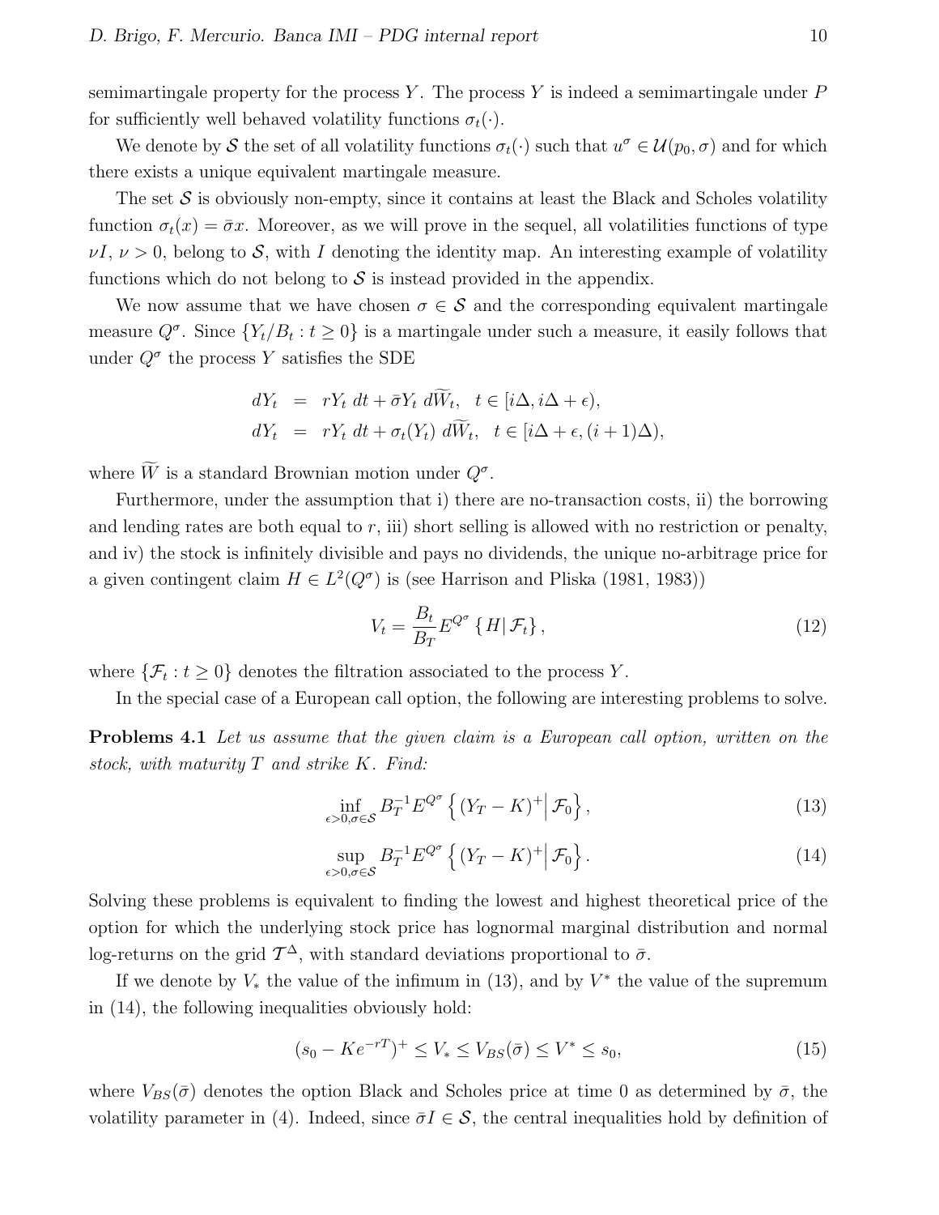semimartingale property for the process $Y$. The process $Y$ is indeed a semimartingale under $P$ for sufficiently well behaved volatility functions $\sigma_t(\cdot)$.

We denote by $\mathcal{S}$ the set of all volatility functions $\sigma_t(\cdot)$ such that $u^\sigma \in \mathcal{U}(p_0, \sigma)$ and for which there exists a unique equivalent martingale measure.

The set $\mathcal{S}$ is obviously non-empty, since it contains at least the Black and Scholes volatility function $\sigma_t(x) = \bar{\sigma} x$. Moreover, as we will prove in the sequel, all volatilities functions of type $\nu I$, $\nu > 0$, belong to $\mathcal{S}$, with $I$ denoting the identity map. An interesting example of volatility functions which do not belong to $\mathcal{S}$ is instead provided in the appendix.

We now assume that we have chosen $\sigma \in \mathcal{S}$ and the corresponding equivalent martingale measure $Q^\sigma$. Since $\{Y_t/B_t : t \geq 0\}$ is a martingale under such a measure, it easily follows that under $Q^\sigma$ the process $Y$ satisfies the SDE

$$
\begin{aligned}
dY_t &= rY_t\, dt + \bar{\sigma} Y_t\, d\widetilde{W}_t, \quad t \in [i\Delta, i\Delta + \epsilon), \\
dY_t &= rY_t\, dt + \sigma_t(Y_t)\, d\widetilde{W}_t, \quad t \in [i\Delta + \epsilon, (i+1)\Delta),
\end{aligned}
$$

where $\widetilde{W}$ is a standard Brownian motion under $Q^\sigma$.

Furthermore, under the assumption that i) there are no-transaction costs, ii) the borrowing and lending rates are both equal to $r$, iii) short selling is allowed with no restriction or penalty, and iv) the stock is infinitely divisible and pays no dividends, the unique no-arbitrage price for a given contingent claim $H \in L^2(Q^\sigma)$ is (see Harrison and Pliska (1981, 1983))

$$
V_t = \frac{B_t}{B_T} E^{Q^\sigma} \{ H | \mathcal{F}_t \}, \tag{12}
$$

where $\{\mathcal{F}_t : t \geq 0\}$ denotes the filtration associated to the process $Y$.

In the special case of a European call option, the following are interesting problems to solve.

**Problems 4.1** *Let us assume that the given claim is a European call option, written on the stock, with maturity $T$ and strike $K$. Find:*

$$
\inf_{\epsilon > 0, \sigma \in \mathcal{S}} B_T^{-1} E^{Q^\sigma} \left\{ (Y_T - K)^+ \middle| \mathcal{F}_0 \right\}, \tag{13}
$$

$$
\sup_{\epsilon > 0, \sigma \in \mathcal{S}} B_T^{-1} E^{Q^\sigma} \left\{ (Y_T - K)^+ \middle| \mathcal{F}_0 \right\}. \tag{14}
$$

Solving these problems is equivalent to finding the lowest and highest theoretical price of the option for which the underlying stock price has lognormal marginal distribution and normal log-returns on the grid $\mathcal{T}^\Delta$, with standard deviations proportional to $\bar{\sigma}$.

If we denote by $V_*$ the value of the infimum in (13), and by $V^*$ the value of the supremum in (14), the following inequalities obviously hold:

$$
(s_0 - Ke^{-rT})^+ \leq V_* \leq V_{BS}(\bar{\sigma}) \leq V^* \leq s_0, \tag{15}
$$

where $V_{BS}(\bar{\sigma})$ denotes the option Black and Scholes price at time 0 as determined by $\bar{\sigma}$, the volatility parameter in (4). Indeed, since $\bar{\sigma} I \in \mathcal{S}$, the central inequalities hold by definition of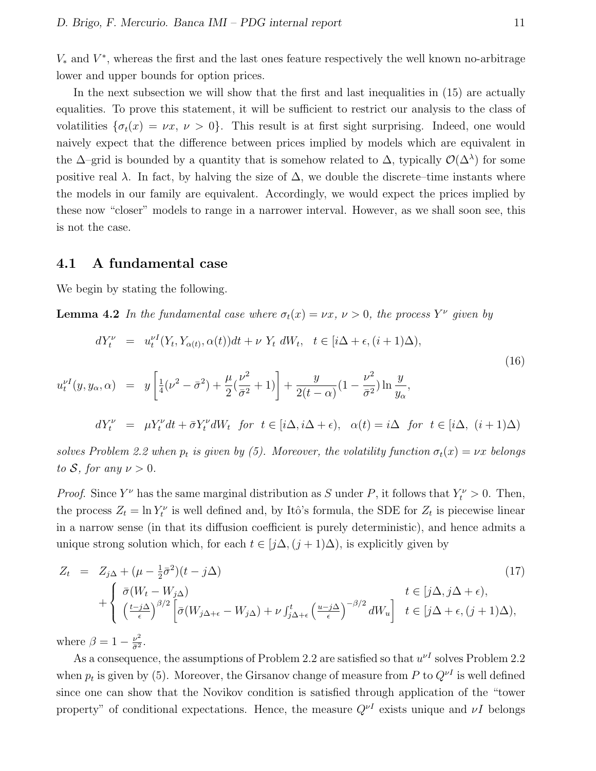$V_*$ and $V^*$, whereas the first and the last ones feature respectively the well known no-arbitrage lower and upper bounds for option prices.

In the next subsection we will show that the first and last inequalities in (15) are actually equalities. To prove this statement, it will be sufficient to restrict our analysis to the class of volatilities $\{\sigma_t(x) = \nu x,\ \nu > 0\}$. This result is at first sight surprising. Indeed, one would naively expect that the difference between prices implied by models which are equivalent in the $\Delta$–grid is bounded by a quantity that is somehow related to $\Delta$, typically $\mathcal{O}(\Delta^\lambda)$ for some positive real $\lambda$. In fact, by halving the size of $\Delta$, we double the discrete–time instants where the models in our family are equivalent. Accordingly, we would expect the prices implied by these now "closer" models to range in a narrower interval. However, as we shall soon see, this is not the case.

## 4.1 A fundamental case

We begin by stating the following.

**Lemma 4.2** *In the fundamental case where $\sigma_t(x) = \nu x$, $\nu > 0$, the process $Y^\nu$ given by*

$$
\begin{aligned}
dY_t^\nu &= u_t^{\nu I}(Y_t, Y_{\alpha(t)}, \alpha(t))dt + \nu\ Y_t\ dW_t, \quad t \in [i\Delta + \epsilon, (i+1)\Delta), \\
u_t^{\nu I}(y, y_\alpha, \alpha) &= y\left[\tfrac{1}{4}(\nu^2 - \bar{\sigma}^2) + \frac{\mu}{2}(\frac{\nu^2}{\bar{\sigma}^2} + 1)\right] + \frac{y}{2(t-\alpha)}(1 - \frac{\nu^2}{\bar{\sigma}^2}) \ln \frac{y}{y_\alpha}, \qquad (16)\\
dY_t^\nu &= \mu Y_t^\nu dt + \bar{\sigma} Y_t^\nu dW_t \quad \textit{for} \quad t \in [i\Delta, i\Delta + \epsilon), \quad \alpha(t) = i\Delta \quad \textit{for} \quad t \in [i\Delta,\ (i+1)\Delta)
\end{aligned}
$$

*solves Problem 2.2 when $p_t$ is given by (5). Moreover, the volatility function $\sigma_t(x) = \nu x$ belongs to $\mathcal{S}$, for any $\nu > 0$.*

*Proof.* Since $Y^\nu$ has the same marginal distribution as $S$ under $P$, it follows that $Y_t^\nu > 0$. Then, the process $Z_t = \ln Y_t^\nu$ is well defined and, by Itô's formula, the SDE for $Z_t$ is piecewise linear in a narrow sense (in that its diffusion coefficient is purely deterministic), and hence admits a unique strong solution which, for each $t \in [j\Delta, (j+1)\Delta)$, is explicitly given by

$$
\begin{aligned}
Z_t &= Z_{j\Delta} + (\mu - \tfrac{1}{2}\bar{\sigma}^2)(t - j\Delta) \qquad (17)\\
&\quad + \begin{cases} \bar{\sigma}(W_t - W_{j\Delta}) & t \in [j\Delta, j\Delta + \epsilon), \\ \left(\frac{t-j\Delta}{\epsilon}\right)^{\beta/2}\left[\bar{\sigma}(W_{j\Delta+\epsilon} - W_{j\Delta}) + \nu \int_{j\Delta+\epsilon}^{t} \left(\frac{u-j\Delta}{\epsilon}\right)^{-\beta/2} dW_u\right] & t \in [j\Delta + \epsilon, (j+1)\Delta), \end{cases}
\end{aligned}
$$

where $\beta = 1 - \frac{\nu^2}{\bar{\sigma}^2}$.

As a consequence, the assumptions of Problem 2.2 are satisfied so that $u^{\nu I}$ solves Problem 2.2 when $p_t$ is given by (5). Moreover, the Girsanov change of measure from $P$ to $Q^{\nu I}$ is well defined since one can show that the Novikov condition is satisfied through application of the "tower property" of conditional expectations. Hence, the measure $Q^{\nu I}$ exists unique and $\nu I$ belongs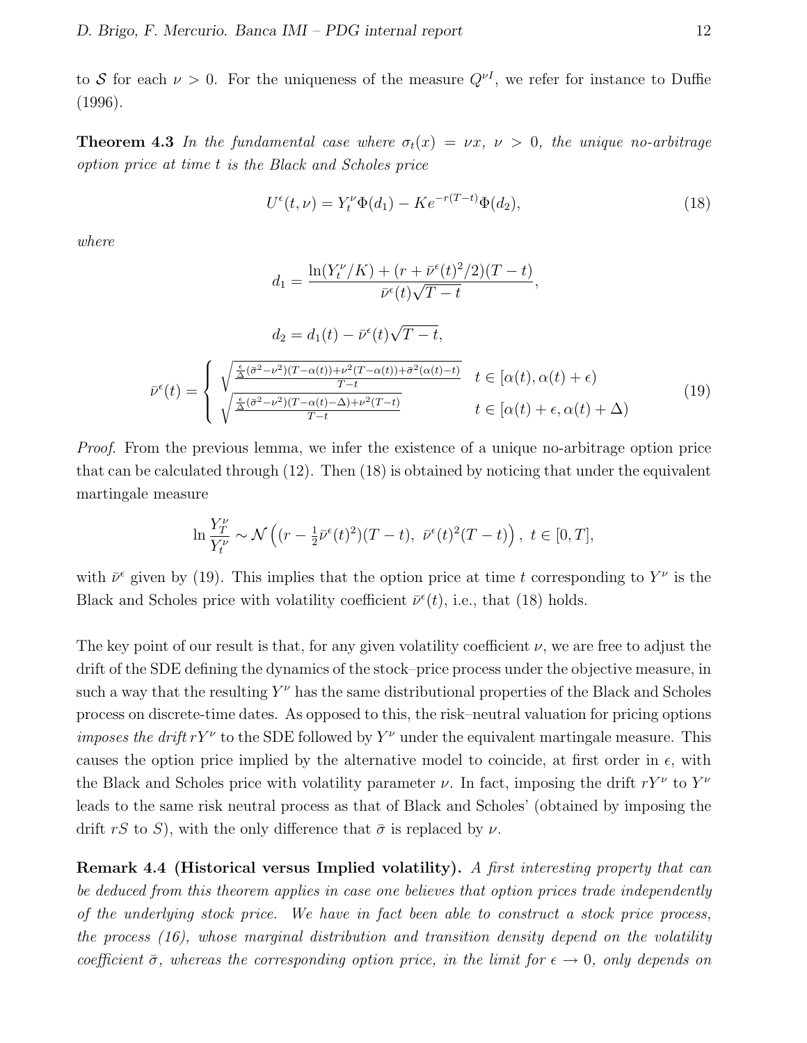to $\mathcal{S}$ for each $\nu > 0$. For the uniqueness of the measure $Q^{\nu I}$, we refer for instance to Duffie (1996).

**Theorem 4.3** *In the fundamental case where $\sigma_t(x) = \nu x$, $\nu > 0$, the unique no-arbitrage option price at time $t$ is the Black and Scholes price*

$$U^{\epsilon}(t,\nu) = Y_t^{\nu}\Phi(d_1) - Ke^{-r(T-t)}\Phi(d_2), \tag{18}$$

*where*

$$d_1 = \frac{\ln(Y_t^{\nu}/K) + (r + \bar{\nu}^{\epsilon}(t)^2/2)(T-t)}{\bar{\nu}^{\epsilon}(t)\sqrt{T-t}},$$

$$d_2 = d_1(t) - \bar{\nu}^{\epsilon}(t)\sqrt{T-t},$$

$$\bar{\nu}^{\epsilon}(t) = \begin{cases} \sqrt{\frac{\frac{\epsilon}{\Delta}(\bar{\sigma}^2-\nu^2)(T-\alpha(t))+\nu^2(T-\alpha(t))+\bar{\sigma}^2(\alpha(t)-t)}{T-t}} & t \in [\alpha(t), \alpha(t)+\epsilon) \\ \sqrt{\frac{\frac{\epsilon}{\Delta}(\bar{\sigma}^2-\nu^2)(T-\alpha(t)-\Delta)+\nu^2(T-t)}{T-t}} & t \in [\alpha(t)+\epsilon, \alpha(t)+\Delta) \end{cases} \tag{19}$$

*Proof.* From the previous lemma, we infer the existence of a unique no-arbitrage option price that can be calculated through (12). Then (18) is obtained by noticing that under the equivalent martingale measure

$$\ln\frac{Y_T^{\nu}}{Y_t^{\nu}} \sim \mathcal{N}\left((r - \tfrac{1}{2}\bar{\nu}^{\epsilon}(t)^2)(T-t),\ \bar{\nu}^{\epsilon}(t)^2(T-t)\right),\ t \in [0,T],$$

with $\bar{\nu}^{\epsilon}$ given by (19). This implies that the option price at time $t$ corresponding to $Y^{\nu}$ is the Black and Scholes price with volatility coefficient $\bar{\nu}^{\epsilon}(t)$, i.e., that (18) holds.

The key point of our result is that, for any given volatility coefficient $\nu$, we are free to adjust the drift of the SDE defining the dynamics of the stock–price process under the objective measure, in such a way that the resulting $Y^{\nu}$ has the same distributional properties of the Black and Scholes process on discrete-time dates. As opposed to this, the risk–neutral valuation for pricing options *imposes the drift* $rY^{\nu}$ to the SDE followed by $Y^{\nu}$ under the equivalent martingale measure. This causes the option price implied by the alternative model to coincide, at first order in $\epsilon$, with the Black and Scholes price with volatility parameter $\nu$. In fact, imposing the drift $rY^{\nu}$ to $Y^{\nu}$ leads to the same risk neutral process as that of Black and Scholes' (obtained by imposing the drift $rS$ to $S$), with the only difference that $\bar{\sigma}$ is replaced by $\nu$.

**Remark 4.4 (Historical versus Implied volatility).** *A first interesting property that can be deduced from this theorem applies in case one believes that option prices trade independently of the underlying stock price. We have in fact been able to construct a stock price process, the process (16), whose marginal distribution and transition density depend on the volatility coefficient $\bar{\sigma}$, whereas the corresponding option price, in the limit for $\epsilon \to 0$, only depends on*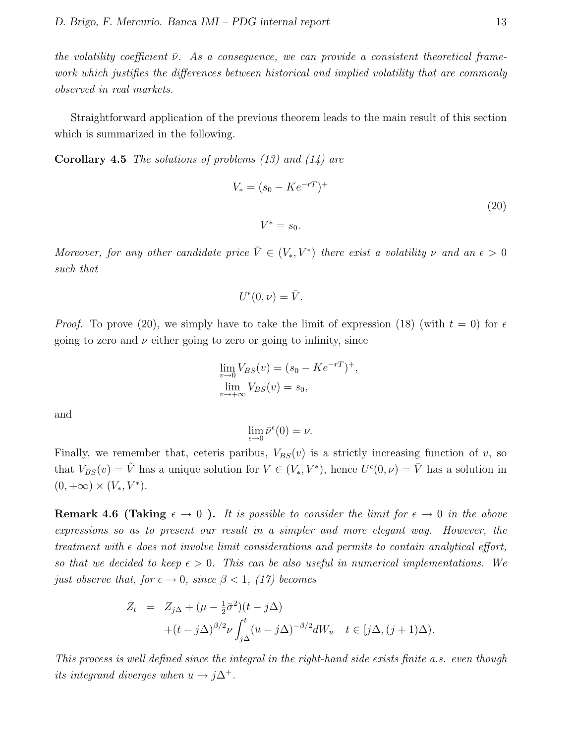*the volatility coefficient $\bar{\nu}$. As a consequence, we can provide a consistent theoretical framework which justifies the differences between historical and implied volatility that are commonly observed in real markets.*

Straightforward application of the previous theorem leads to the main result of this section which is summarized in the following.

**Corollary 4.5** *The solutions of problems (13) and (14) are*

$$
\begin{aligned}
V_* &= (s_0 - Ke^{-rT})^+ \\
V^* &= s_0.
\end{aligned}
\tag{20}
$$

*Moreover, for any other candidate price $\bar{V} \in (V_*, V^*)$ there exist a volatility $\nu$ and an $\epsilon > 0$ such that*

$$U^\epsilon(0, \nu) = \bar{V}.$$

*Proof.* To prove (20), we simply have to take the limit of expression (18) (with $t = 0$) for $\epsilon$ going to zero and $\nu$ either going to zero or going to infinity, since

$$
\begin{aligned}
&\lim_{v \to 0} V_{BS}(v) = (s_0 - Ke^{-rT})^+, \\
&\lim_{v \to +\infty} V_{BS}(v) = s_0,
\end{aligned}
$$

and

$$\lim_{\epsilon \to 0} \bar{\nu}^\epsilon(0) = \nu.$$

Finally, we remember that, ceteris paribus, $V_{BS}(v)$ is a strictly increasing function of $v$, so that $V_{BS}(v) = \hat{V}$ has a unique solution for $V \in (V_*, V^*)$, hence $U^\epsilon(0, \nu) = \bar{V}$ has a solution in $(0, +\infty) \times (V_*, V^*)$.

**Remark 4.6 (Taking $\epsilon \to 0$ ).** *It is possible to consider the limit for $\epsilon \to 0$ in the above expressions so as to present our result in a simpler and more elegant way. However, the treatment with $\epsilon$ does not involve limit considerations and permits to contain analytical effort, so that we decided to keep $\epsilon > 0$. This can be also useful in numerical implementations. We just observe that, for $\epsilon \to 0$, since $\beta < 1$, (17) becomes*

$$
\begin{aligned}
Z_t &= Z_{j\Delta} + (\mu - \tfrac{1}{2}\bar{\sigma}^2)(t - j\Delta) \\
&\quad + (t - j\Delta)^{\beta/2} \nu \int_{j\Delta}^{t} (u - j\Delta)^{-\beta/2} dW_u \quad t \in [j\Delta, (j+1)\Delta).
\end{aligned}
$$

*This process is well defined since the integral in the right-hand side exists finite a.s. even though its integrand diverges when $u \to j\Delta^+$.*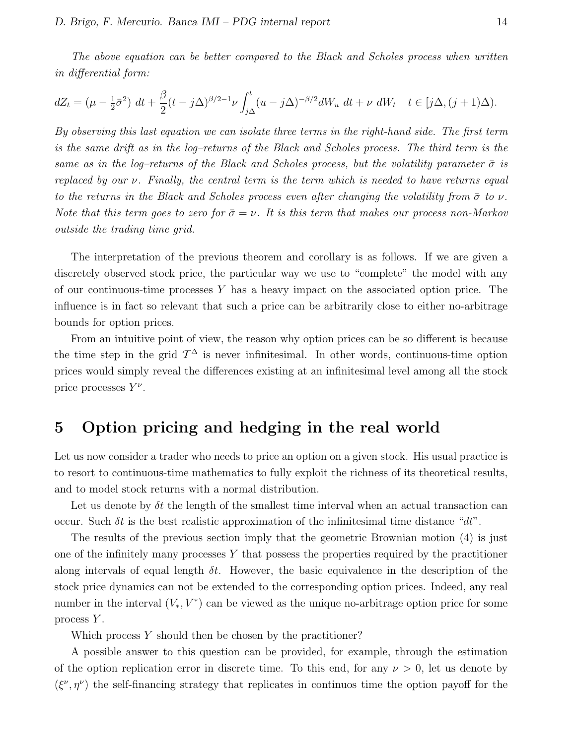*The above equation can be better compared to the Black and Scholes process when written in differential form:*

$$dZ_t = (\mu - \tfrac{1}{2}\bar{\sigma}^2)\ dt + \frac{\beta}{2}(t - j\Delta)^{\beta/2-1}\nu \int_{j\Delta}^{t} (u - j\Delta)^{-\beta/2} dW_u\ dt + \nu\ dW_t \quad t \in [j\Delta, (j+1)\Delta).$$

*By observing this last equation we can isolate three terms in the right-hand side. The first term is the same drift as in the log–returns of the Black and Scholes process. The third term is the same as in the log–returns of the Black and Scholes process, but the volatility parameter $\bar{\sigma}$ is replaced by our $\nu$. Finally, the central term is the term which is needed to have returns equal to the returns in the Black and Scholes process even after changing the volatility from $\bar{\sigma}$ to $\nu$. Note that this term goes to zero for $\bar{\sigma} = \nu$. It is this term that makes our process non-Markov outside the trading time grid.*

The interpretation of the previous theorem and corollary is as follows. If we are given a discretely observed stock price, the particular way we use to "complete" the model with any of our continuous-time processes $Y$ has a heavy impact on the associated option price. The influence is in fact so relevant that such a price can be arbitrarily close to either no-arbitrage bounds for option prices.

From an intuitive point of view, the reason why option prices can be so different is because the time step in the grid $\mathcal{T}^\Delta$ is never infinitesimal. In other words, continuous-time option prices would simply reveal the differences existing at an infinitesimal level among all the stock price processes $Y^\nu$.

## 5 Option pricing and hedging in the real world

Let us now consider a trader who needs to price an option on a given stock. His usual practice is to resort to continuous-time mathematics to fully exploit the richness of its theoretical results, and to model stock returns with a normal distribution.

Let us denote by $\delta t$ the length of the smallest time interval when an actual transaction can occur. Such $\delta t$ is the best realistic approximation of the infinitesimal time distance "$dt$".

The results of the previous section imply that the geometric Brownian motion (4) is just one of the infinitely many processes $Y$ that possess the properties required by the practitioner along intervals of equal length $\delta t$. However, the basic equivalence in the description of the stock price dynamics can not be extended to the corresponding option prices. Indeed, any real number in the interval $(V_*, V^*)$ can be viewed as the unique no-arbitrage option price for some process $Y$.

Which process $Y$ should then be chosen by the practitioner?

A possible answer to this question can be provided, for example, through the estimation of the option replication error in discrete time. To this end, for any $\nu > 0$, let us denote by $(\xi^\nu, \eta^\nu)$ the self-financing strategy that replicates in continuos time the option payoff for the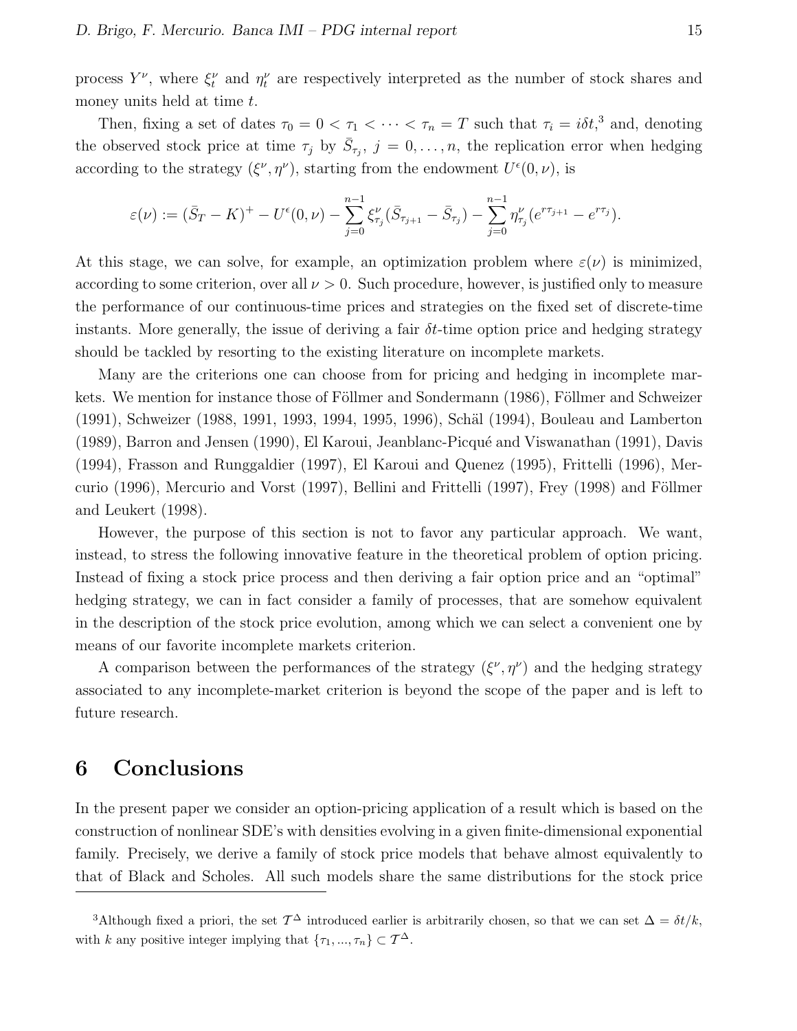process $Y^\nu$, where $\xi_t^\nu$ and $\eta_t^\nu$ are respectively interpreted as the number of stock shares and money units held at time $t$.

Then, fixing a set of dates $\tau_0 = 0 < \tau_1 < \cdots < \tau_n = T$ such that $\tau_i = i\delta t$,[3] and, denoting the observed stock price at time $\tau_j$ by $\bar{S}_{\tau_j}$, $j = 0, \ldots, n$, the replication error when hedging according to the strategy $(\xi^\nu, \eta^\nu)$, starting from the endowment $U^\epsilon(0,\nu)$, is

$$\varepsilon(\nu) := (\bar{S}_T - K)^+ - U^\epsilon(0,\nu) - \sum_{j=0}^{n-1} \xi_{\tau_j}^\nu (\bar{S}_{\tau_{j+1}} - \bar{S}_{\tau_j}) - \sum_{j=0}^{n-1} \eta_{\tau_j}^\nu (e^{r\tau_{j+1}} - e^{r\tau_j}).$$

At this stage, we can solve, for example, an optimization problem where $\varepsilon(\nu)$ is minimized, according to some criterion, over all $\nu > 0$. Such procedure, however, is justified only to measure the performance of our continuous-time prices and strategies on the fixed set of discrete-time instants. More generally, the issue of deriving a fair $\delta t$-time option price and hedging strategy should be tackled by resorting to the existing literature on incomplete markets.

Many are the criterions one can choose from for pricing and hedging in incomplete markets. We mention for instance those of Föllmer and Sondermann (1986), Föllmer and Schweizer (1991), Schweizer (1988, 1991, 1993, 1994, 1995, 1996), Schäl (1994), Bouleau and Lamberton (1989), Barron and Jensen (1990), El Karoui, Jeanblanc-Picqué and Viswanathan (1991), Davis (1994), Frasson and Runggaldier (1997), El Karoui and Quenez (1995), Frittelli (1996), Mercurio (1996), Mercurio and Vorst (1997), Bellini and Frittelli (1997), Frey (1998) and Föllmer and Leukert (1998).

However, the purpose of this section is not to favor any particular approach. We want, instead, to stress the following innovative feature in the theoretical problem of option pricing. Instead of fixing a stock price process and then deriving a fair option price and an "optimal" hedging strategy, we can in fact consider a family of processes, that are somehow equivalent in the description of the stock price evolution, among which we can select a convenient one by means of our favorite incomplete markets criterion.

A comparison between the performances of the strategy $(\xi^\nu, \eta^\nu)$ and the hedging strategy associated to any incomplete-market criterion is beyond the scope of the paper and is left to future research.

# 6 Conclusions

In the present paper we consider an option-pricing application of a result which is based on the construction of nonlinear SDE's with densities evolving in a given finite-dimensional exponential family. Precisely, we derive a family of stock price models that behave almost equivalently to that of Black and Scholes. All such models share the same distributions for the stock price

[3] Although fixed a priori, the set $\mathcal{T}^\Delta$ introduced earlier is arbitrarily chosen, so that we can set $\Delta = \delta t/k$, with $k$ any positive integer implying that $\{\tau_1, ..., \tau_n\} \subset \mathcal{T}^\Delta$.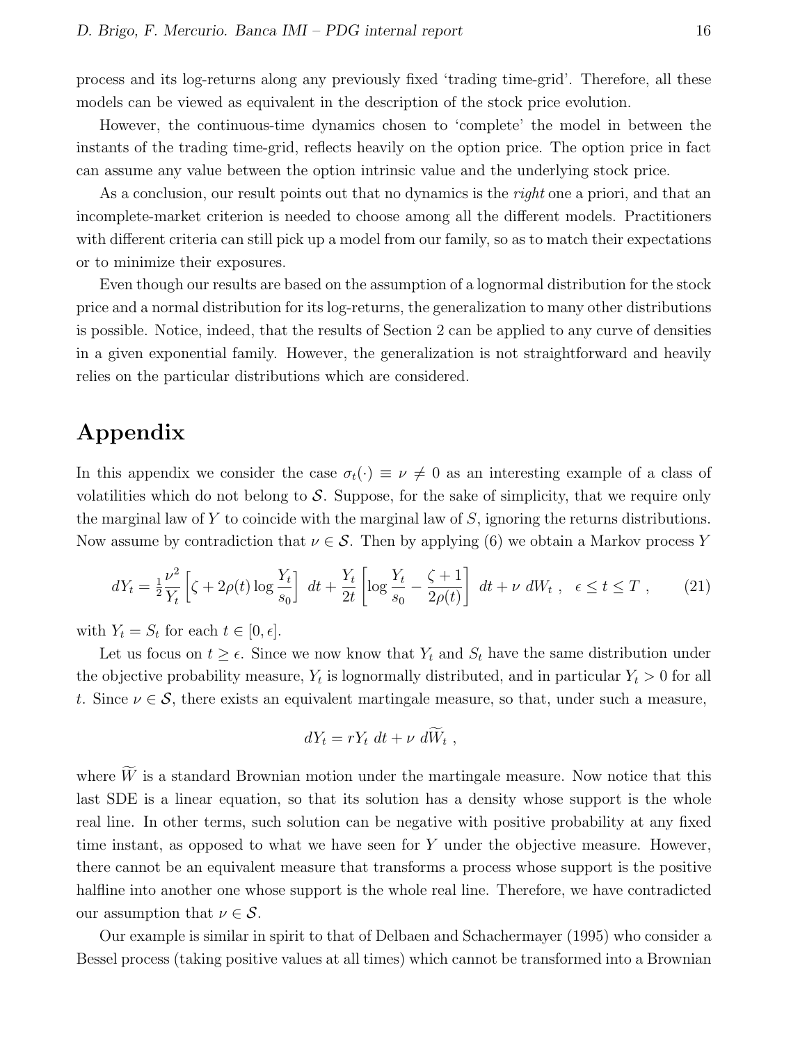process and its log-returns along any previously fixed 'trading time-grid'. Therefore, all these models can be viewed as equivalent in the description of the stock price evolution.

However, the continuous-time dynamics chosen to 'complete' the model in between the instants of the trading time-grid, reflects heavily on the option price. The option price in fact can assume any value between the option intrinsic value and the underlying stock price.

As a conclusion, our result points out that no dynamics is the *right* one a priori, and that an incomplete-market criterion is needed to choose among all the different models. Practitioners with different criteria can still pick up a model from our family, so as to match their expectations or to minimize their exposures.

Even though our results are based on the assumption of a lognormal distribution for the stock price and a normal distribution for its log-returns, the generalization to many other distributions is possible. Notice, indeed, that the results of Section 2 can be applied to any curve of densities in a given exponential family. However, the generalization is not straightforward and heavily relies on the particular distributions which are considered.

# Appendix

In this appendix we consider the case $\sigma_t(\cdot) \equiv \nu \neq 0$ as an interesting example of a class of volatilities which do not belong to $\mathcal{S}$. Suppose, for the sake of simplicity, that we require only the marginal law of $Y$ to coincide with the marginal law of $S$, ignoring the returns distributions. Now assume by contradiction that $\nu \in \mathcal{S}$. Then by applying (6) we obtain a Markov process $Y$

$$dY_t = \tfrac{1}{2}\frac{\nu^2}{Y_t}\left[\zeta + 2\rho(t)\log\frac{Y_t}{s_0}\right]\,dt + \frac{Y_t}{2t}\left[\log\frac{Y_t}{s_0} - \frac{\zeta+1}{2\rho(t)}\right]\,dt + \nu\,dW_t\ ,\quad \epsilon \le t \le T\ , \qquad (21)$$

with $Y_t = S_t$ for each $t \in [0, \epsilon]$.

Let us focus on $t \geq \epsilon$. Since we now know that $Y_t$ and $S_t$ have the same distribution under the objective probability measure, $Y_t$ is lognormally distributed, and in particular $Y_t > 0$ for all $t$. Since $\nu \in \mathcal{S}$, there exists an equivalent martingale measure, so that, under such a measure,

$$dY_t = rY_t\,dt + \nu\,d\widetilde{W}_t\ ,$$

where $\widetilde{W}$ is a standard Brownian motion under the martingale measure. Now notice that this last SDE is a linear equation, so that its solution has a density whose support is the whole real line. In other terms, such solution can be negative with positive probability at any fixed time instant, as opposed to what we have seen for $Y$ under the objective measure. However, there cannot be an equivalent measure that transforms a process whose support is the positive halfline into another one whose support is the whole real line. Therefore, we have contradicted our assumption that $\nu \in \mathcal{S}$.

Our example is similar in spirit to that of Delbaen and Schachermayer (1995) who consider a Bessel process (taking positive values at all times) which cannot be transformed into a Brownian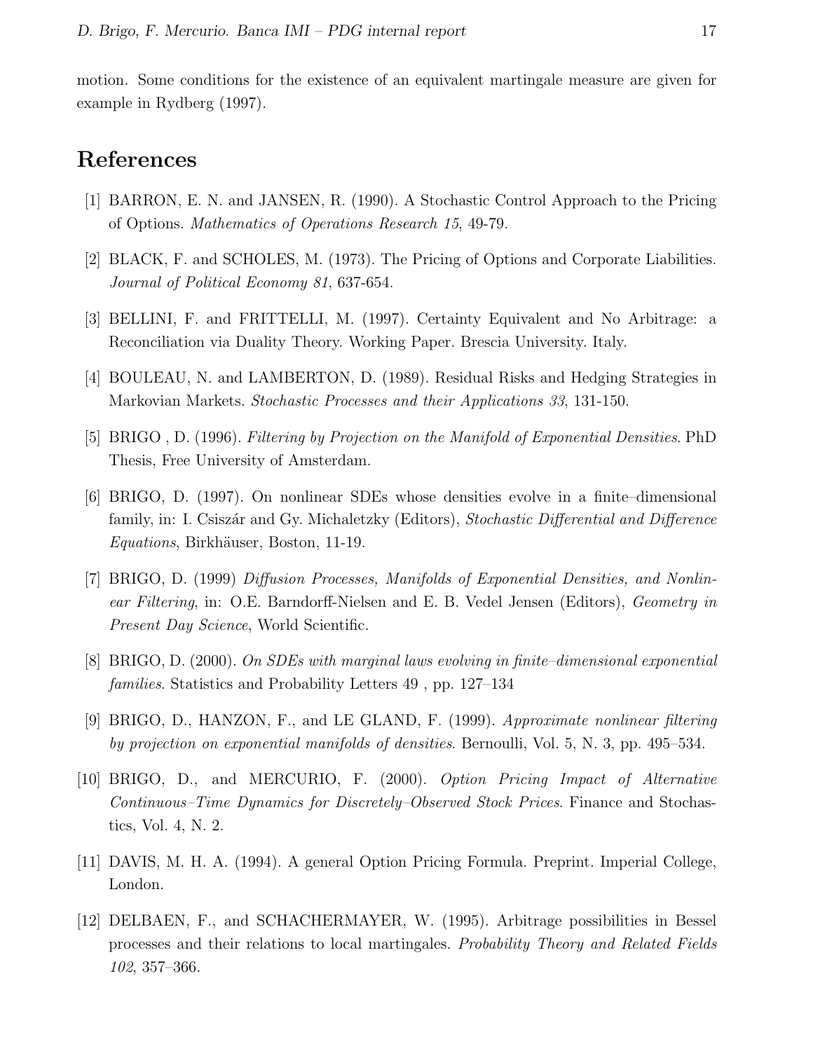motion. Some conditions for the existence of an equivalent martingale measure are given for example in Rydberg (1997).

# References

[1] BARRON, E. N. and JANSEN, R. (1990). A Stochastic Control Approach to the Pricing of Options. *Mathematics of Operations Research 15*, 49-79.

[2] BLACK, F. and SCHOLES, M. (1973). The Pricing of Options and Corporate Liabilities. *Journal of Political Economy 81*, 637-654.

[3] BELLINI, F. and FRITTELLI, M. (1997). Certainty Equivalent and No Arbitrage: a Reconciliation via Duality Theory. Working Paper. Brescia University. Italy.

[4] BOULEAU, N. and LAMBERTON, D. (1989). Residual Risks and Hedging Strategies in Markovian Markets. *Stochastic Processes and their Applications 33*, 131-150.

[5] BRIGO , D. (1996). *Filtering by Projection on the Manifold of Exponential Densities*. PhD Thesis, Free University of Amsterdam.

[6] BRIGO, D. (1997). On nonlinear SDEs whose densities evolve in a finite–dimensional family, in: I. Csiszár and Gy. Michaletzky (Editors), *Stochastic Differential and Difference Equations*, Birkhäuser, Boston, 11-19.

[7] BRIGO, D. (1999) *Diffusion Processes, Manifolds of Exponential Densities, and Nonlinear Filtering*, in: O.E. Barndorff-Nielsen and E. B. Vedel Jensen (Editors), *Geometry in Present Day Science*, World Scientific.

[8] BRIGO, D. (2000). *On SDEs with marginal laws evolving in finite–dimensional exponential families*. Statistics and Probability Letters 49 , pp. 127–134

[9] BRIGO, D., HANZON, F., and LE GLAND, F. (1999). *Approximate nonlinear filtering by projection on exponential manifolds of densities*. Bernoulli, Vol. 5, N. 3, pp. 495–534.

[10] BRIGO, D., and MERCURIO, F. (2000). *Option Pricing Impact of Alternative Continuous–Time Dynamics for Discretely–Observed Stock Prices*. Finance and Stochastics, Vol. 4, N. 2.

[11] DAVIS, M. H. A. (1994). A general Option Pricing Formula. Preprint. Imperial College, London.

[12] DELBAEN, F., and SCHACHERMAYER, W. (1995). Arbitrage possibilities in Bessel processes and their relations to local martingales. *Probability Theory and Related Fields 102*, 357–366.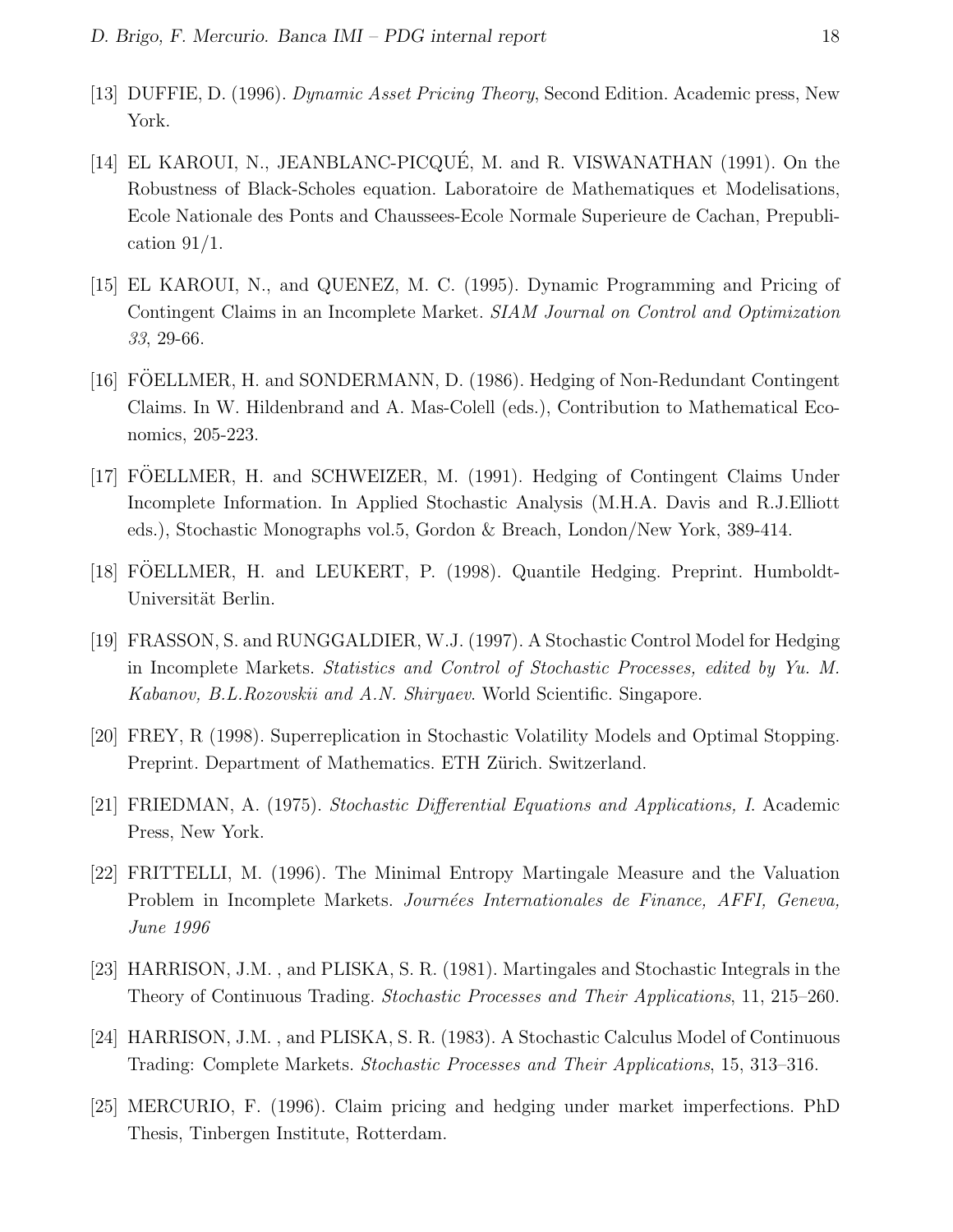[13] DUFFIE, D. (1996). *Dynamic Asset Pricing Theory*, Second Edition. Academic press, New York.

[14] EL KAROUI, N., JEANBLANC-PICQUÉ, M. and R. VISWANATHAN (1991). On the Robustness of Black-Scholes equation. Laboratoire de Mathematiques et Modelisations, Ecole Nationale des Ponts and Chaussees-Ecole Normale Superieure de Cachan, Prepublication 91/1.

[15] EL KAROUI, N., and QUENEZ, M. C. (1995). Dynamic Programming and Pricing of Contingent Claims in an Incomplete Market. *SIAM Journal on Control and Optimization 33*, 29-66.

[16] FÖELLMER, H. and SONDERMANN, D. (1986). Hedging of Non-Redundant Contingent Claims. In W. Hildenbrand and A. Mas-Colell (eds.), Contribution to Mathematical Economics, 205-223.

[17] FÖELLMER, H. and SCHWEIZER, M. (1991). Hedging of Contingent Claims Under Incomplete Information. In Applied Stochastic Analysis (M.H.A. Davis and R.J.Elliott eds.), Stochastic Monographs vol.5, Gordon & Breach, London/New York, 389-414.

[18] FÖELLMER, H. and LEUKERT, P. (1998). Quantile Hedging. Preprint. Humboldt-Universität Berlin.

[19] FRASSON, S. and RUNGGALDIER, W.J. (1997). A Stochastic Control Model for Hedging in Incomplete Markets. *Statistics and Control of Stochastic Processes, edited by Yu. M. Kabanov, B.L.Rozovskii and A.N. Shiryaev*. World Scientific. Singapore.

[20] FREY, R (1998). Superreplication in Stochastic Volatility Models and Optimal Stopping. Preprint. Department of Mathematics. ETH Zürich. Switzerland.

[21] FRIEDMAN, A. (1975). *Stochastic Differential Equations and Applications, I*. Academic Press, New York.

[22] FRITTELLI, M. (1996). The Minimal Entropy Martingale Measure and the Valuation Problem in Incomplete Markets. *Journées Internationales de Finance, AFFI, Geneva, June 1996*

[23] HARRISON, J.M. , and PLISKA, S. R. (1981). Martingales and Stochastic Integrals in the Theory of Continuous Trading. *Stochastic Processes and Their Applications*, 11, 215–260.

[24] HARRISON, J.M. , and PLISKA, S. R. (1983). A Stochastic Calculus Model of Continuous Trading: Complete Markets. *Stochastic Processes and Their Applications*, 15, 313–316.

[25] MERCURIO, F. (1996). Claim pricing and hedging under market imperfections. PhD Thesis, Tinbergen Institute, Rotterdam.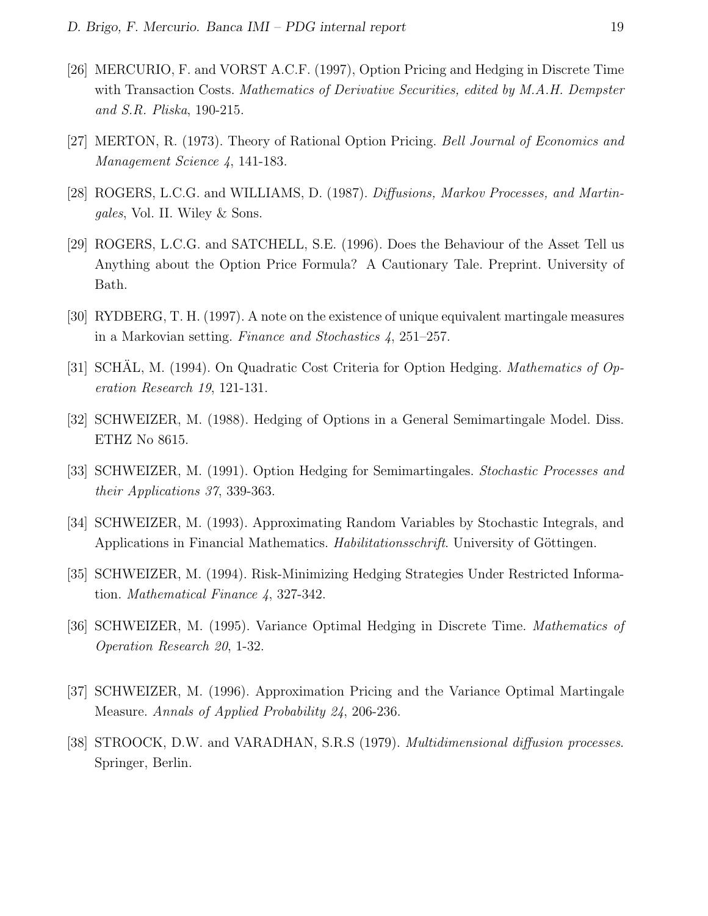[26] MERCURIO, F. and VORST A.C.F. (1997), Option Pricing and Hedging in Discrete Time with Transaction Costs. *Mathematics of Derivative Securities, edited by M.A.H. Dempster and S.R. Pliska*, 190-215.

[27] MERTON, R. (1973). Theory of Rational Option Pricing. *Bell Journal of Economics and Management Science 4*, 141-183.

[28] ROGERS, L.C.G. and WILLIAMS, D. (1987). *Diffusions, Markov Processes, and Martingales*, Vol. II. Wiley & Sons.

[29] ROGERS, L.C.G. and SATCHELL, S.E. (1996). Does the Behaviour of the Asset Tell us Anything about the Option Price Formula? A Cautionary Tale. Preprint. University of Bath.

[30] RYDBERG, T. H. (1997). A note on the existence of unique equivalent martingale measures in a Markovian setting. *Finance and Stochastics 4*, 251–257.

[31] SCHÄL, M. (1994). On Quadratic Cost Criteria for Option Hedging. *Mathematics of Operation Research 19*, 121-131.

[32] SCHWEIZER, M. (1988). Hedging of Options in a General Semimartingale Model. Diss. ETHZ No 8615.

[33] SCHWEIZER, M. (1991). Option Hedging for Semimartingales. *Stochastic Processes and their Applications 37*, 339-363.

[34] SCHWEIZER, M. (1993). Approximating Random Variables by Stochastic Integrals, and Applications in Financial Mathematics. *Habilitationsschrift*. University of Göttingen.

[35] SCHWEIZER, M. (1994). Risk-Minimizing Hedging Strategies Under Restricted Information. *Mathematical Finance 4*, 327-342.

[36] SCHWEIZER, M. (1995). Variance Optimal Hedging in Discrete Time. *Mathematics of Operation Research 20*, 1-32.

[37] SCHWEIZER, M. (1996). Approximation Pricing and the Variance Optimal Martingale Measure. *Annals of Applied Probability 24*, 206-236.

[38] STROOCK, D.W. and VARADHAN, S.R.S (1979). *Multidimensional diffusion processes*. Springer, Berlin.